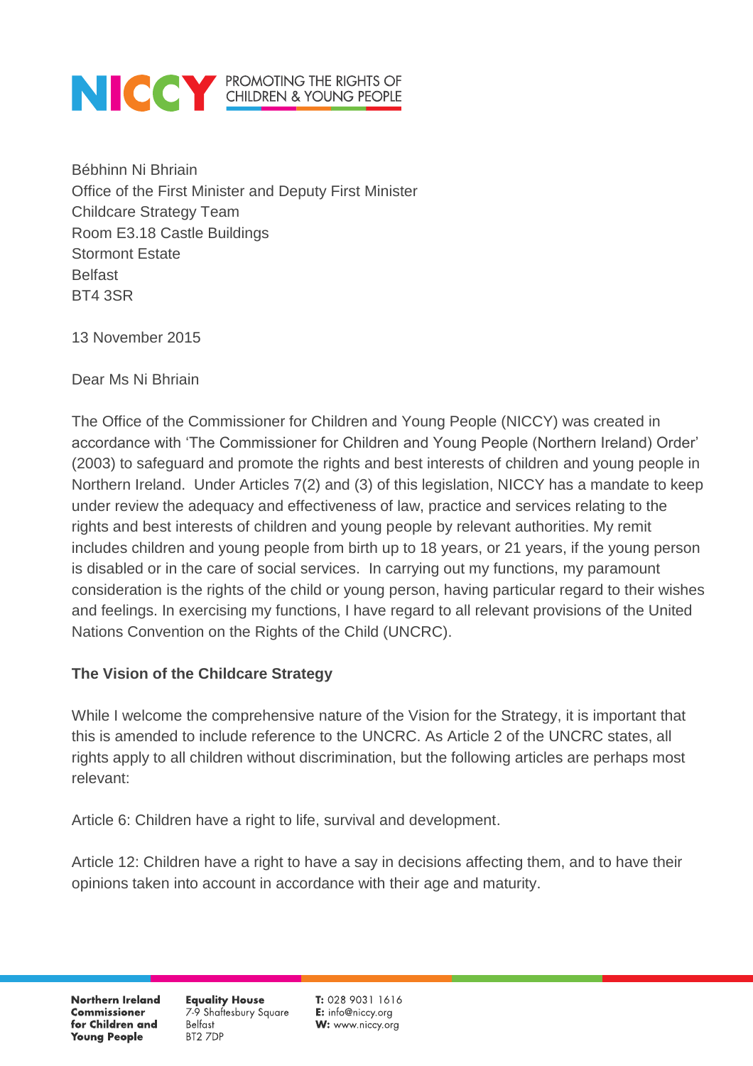NICCY PROMOTING THE RIGHTS OF CHILDREN & YOUNG PEOPLE

Bébhinn Ni Bhriain
Office of the First Minister and Deputy First Minister
Childcare Strategy Team
Room E3.18 Castle Buildings
Stormont Estate
Belfast
BT4 3SR

13 November 2015

Dear Ms Ni Bhriain

The Office of the Commissioner for Children and Young People (NICCY) was created in accordance with 'The Commissioner for Children and Young People (Northern Ireland) Order' (2003) to safeguard and promote the rights and best interests of children and young people in Northern Ireland. Under Articles 7(2) and (3) of this legislation, NICCY has a mandate to keep under review the adequacy and effectiveness of law, practice and services relating to the rights and best interests of children and young people by relevant authorities. My remit includes children and young people from birth up to 18 years, or 21 years, if the young person is disabled or in the care of social services. In carrying out my functions, my paramount consideration is the rights of the child or young person, having particular regard to their wishes and feelings. In exercising my functions, I have regard to all relevant provisions of the United Nations Convention on the Rights of the Child (UNCRC).

**The Vision of the Childcare Strategy**

While I welcome the comprehensive nature of the Vision for the Strategy, it is important that this is amended to include reference to the UNCRC. As Article 2 of the UNCRC states, all rights apply to all children without discrimination, but the following articles are perhaps most relevant:

Article 6: Children have a right to life, survival and development.

Article 12: Children have a right to have a say in decisions affecting them, and to have their opinions taken into account in accordance with their age and maturity.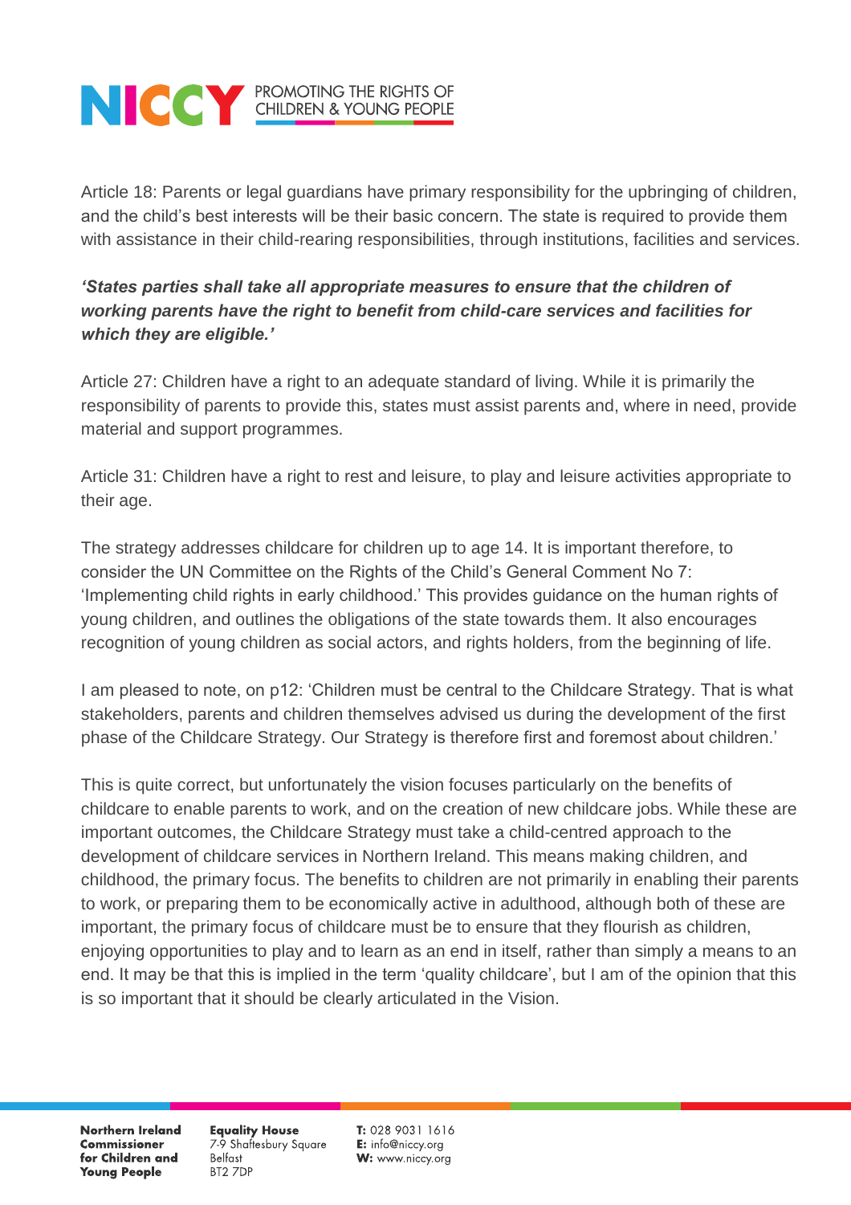Article 18: Parents or legal guardians have primary responsibility for the upbringing of children, and the child's best interests will be their basic concern. The state is required to provide them with assistance in their child-rearing responsibilities, through institutions, facilities and services.

***'States parties shall take all appropriate measures to ensure that the children of working parents have the right to benefit from child-care services and facilities for which they are eligible.'***

Article 27: Children have a right to an adequate standard of living. While it is primarily the responsibility of parents to provide this, states must assist parents and, where in need, provide material and support programmes.

Article 31: Children have a right to rest and leisure, to play and leisure activities appropriate to their age.

The strategy addresses childcare for children up to age 14. It is important therefore, to consider the UN Committee on the Rights of the Child's General Comment No 7: 'Implementing child rights in early childhood.' This provides guidance on the human rights of young children, and outlines the obligations of the state towards them. It also encourages recognition of young children as social actors, and rights holders, from the beginning of life.

I am pleased to note, on p12: 'Children must be central to the Childcare Strategy. That is what stakeholders, parents and children themselves advised us during the development of the first phase of the Childcare Strategy. Our Strategy is therefore first and foremost about children.'

This is quite correct, but unfortunately the vision focuses particularly on the benefits of childcare to enable parents to work, and on the creation of new childcare jobs. While these are important outcomes, the Childcare Strategy must take a child-centred approach to the development of childcare services in Northern Ireland. This means making children, and childhood, the primary focus. The benefits to children are not primarily in enabling their parents to work, or preparing them to be economically active in adulthood, although both of these are important, the primary focus of childcare must be to ensure that they flourish as children, enjoying opportunities to play and to learn as an end in itself, rather than simply a means to an end. It may be that this is implied in the term 'quality childcare', but I am of the opinion that this is so important that it should be clearly articulated in the Vision.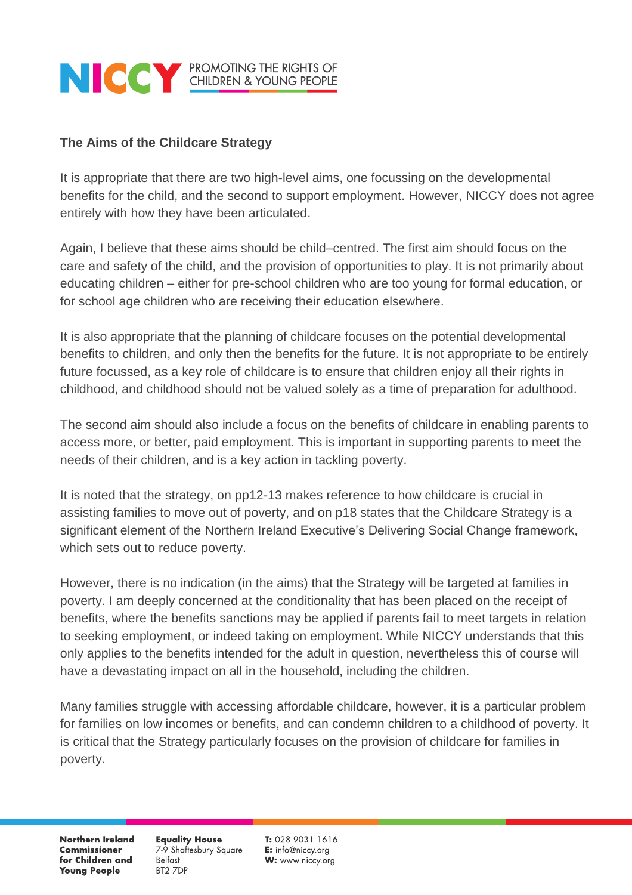**The Aims of the Childcare Strategy**

It is appropriate that there are two high-level aims, one focussing on the developmental benefits for the child, and the second to support employment. However, NICCY does not agree entirely with how they have been articulated.

Again, I believe that these aims should be child–centred. The first aim should focus on the care and safety of the child, and the provision of opportunities to play. It is not primarily about educating children – either for pre-school children who are too young for formal education, or for school age children who are receiving their education elsewhere.

It is also appropriate that the planning of childcare focuses on the potential developmental benefits to children, and only then the benefits for the future. It is not appropriate to be entirely future focussed, as a key role of childcare is to ensure that children enjoy all their rights in childhood, and childhood should not be valued solely as a time of preparation for adulthood.

The second aim should also include a focus on the benefits of childcare in enabling parents to access more, or better, paid employment. This is important in supporting parents to meet the needs of their children, and is a key action in tackling poverty.

It is noted that the strategy, on pp12-13 makes reference to how childcare is crucial in assisting families to move out of poverty, and on p18 states that the Childcare Strategy is a significant element of the Northern Ireland Executive's Delivering Social Change framework, which sets out to reduce poverty.

However, there is no indication (in the aims) that the Strategy will be targeted at families in poverty. I am deeply concerned at the conditionality that has been placed on the receipt of benefits, where the benefits sanctions may be applied if parents fail to meet targets in relation to seeking employment, or indeed taking on employment. While NICCY understands that this only applies to the benefits intended for the adult in question, nevertheless this of course will have a devastating impact on all in the household, including the children.

Many families struggle with accessing affordable childcare, however, it is a particular problem for families on low incomes or benefits, and can condemn children to a childhood of poverty. It is critical that the Strategy particularly focuses on the provision of childcare for families in poverty.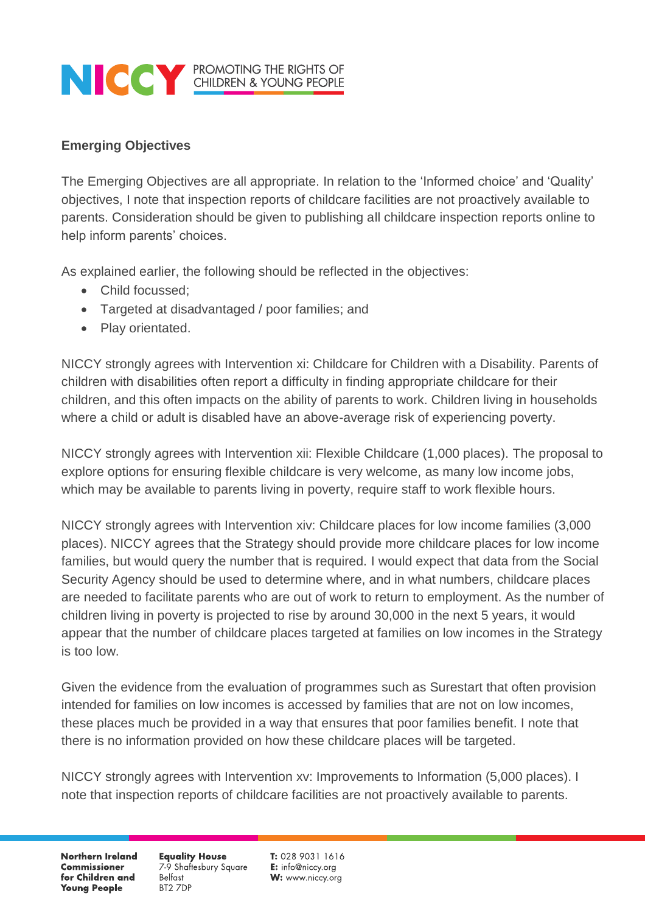### Emerging Objectives

The Emerging Objectives are all appropriate. In relation to the 'Informed choice' and 'Quality' objectives, I note that inspection reports of childcare facilities are not proactively available to parents. Consideration should be given to publishing all childcare inspection reports online to help inform parents' choices.

As explained earlier, the following should be reflected in the objectives:

- Child focussed;
- Targeted at disadvantaged / poor families; and
- Play orientated.

NICCY strongly agrees with Intervention xi: Childcare for Children with a Disability. Parents of children with disabilities often report a difficulty in finding appropriate childcare for their children, and this often impacts on the ability of parents to work. Children living in households where a child or adult is disabled have an above-average risk of experiencing poverty.

NICCY strongly agrees with Intervention xii: Flexible Childcare (1,000 places). The proposal to explore options for ensuring flexible childcare is very welcome, as many low income jobs, which may be available to parents living in poverty, require staff to work flexible hours.

NICCY strongly agrees with Intervention xiv: Childcare places for low income families (3,000 places). NICCY agrees that the Strategy should provide more childcare places for low income families, but would query the number that is required. I would expect that data from the Social Security Agency should be used to determine where, and in what numbers, childcare places are needed to facilitate parents who are out of work to return to employment. As the number of children living in poverty is projected to rise by around 30,000 in the next 5 years, it would appear that the number of childcare places targeted at families on low incomes in the Strategy is too low.

Given the evidence from the evaluation of programmes such as Surestart that often provision intended for families on low incomes is accessed by families that are not on low incomes, these places much be provided in a way that ensures that poor families benefit. I note that there is no information provided on how these childcare places will be targeted.

NICCY strongly agrees with Intervention xv: Improvements to Information (5,000 places). I note that inspection reports of childcare facilities are not proactively available to parents.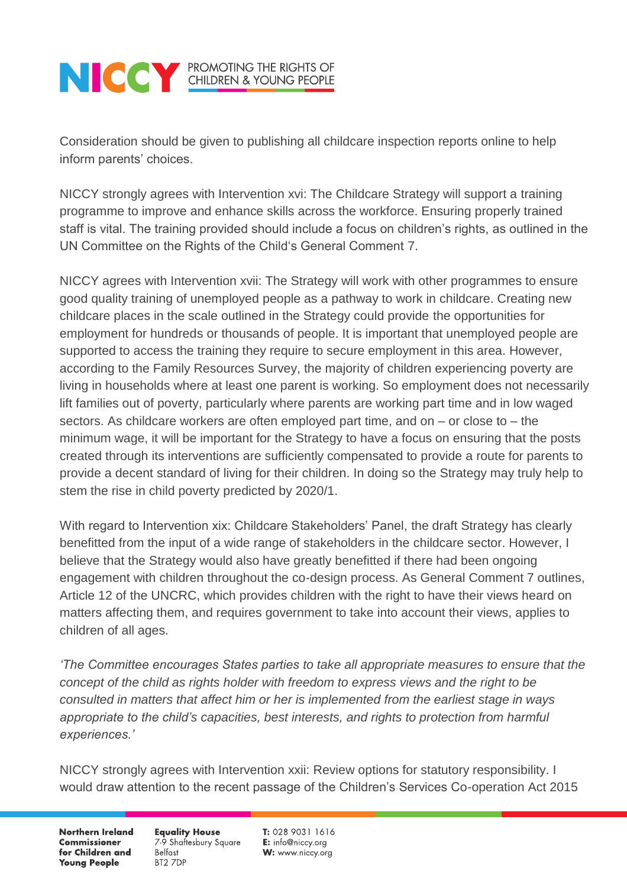Consideration should be given to publishing all childcare inspection reports online to help inform parents' choices.

NICCY strongly agrees with Intervention xvi: The Childcare Strategy will support a training programme to improve and enhance skills across the workforce. Ensuring properly trained staff is vital. The training provided should include a focus on children's rights, as outlined in the UN Committee on the Rights of the Child's General Comment 7.

NICCY agrees with Intervention xvii: The Strategy will work with other programmes to ensure good quality training of unemployed people as a pathway to work in childcare. Creating new childcare places in the scale outlined in the Strategy could provide the opportunities for employment for hundreds or thousands of people. It is important that unemployed people are supported to access the training they require to secure employment in this area. However, according to the Family Resources Survey, the majority of children experiencing poverty are living in households where at least one parent is working. So employment does not necessarily lift families out of poverty, particularly where parents are working part time and in low waged sectors. As childcare workers are often employed part time, and on – or close to – the minimum wage, it will be important for the Strategy to have a focus on ensuring that the posts created through its interventions are sufficiently compensated to provide a route for parents to provide a decent standard of living for their children. In doing so the Strategy may truly help to stem the rise in child poverty predicted by 2020/1.

With regard to Intervention xix: Childcare Stakeholders' Panel, the draft Strategy has clearly benefitted from the input of a wide range of stakeholders in the childcare sector. However, I believe that the Strategy would also have greatly benefitted if there had been ongoing engagement with children throughout the co-design process. As General Comment 7 outlines, Article 12 of the UNCRC, which provides children with the right to have their views heard on matters affecting them, and requires government to take into account their views, applies to children of all ages.

*'The Committee encourages States parties to take all appropriate measures to ensure that the concept of the child as rights holder with freedom to express views and the right to be consulted in matters that affect him or her is implemented from the earliest stage in ways appropriate to the child's capacities, best interests, and rights to protection from harmful experiences.'*

NICCY strongly agrees with Intervention xxii: Review options for statutory responsibility. I would draw attention to the recent passage of the Children's Services Co-operation Act 2015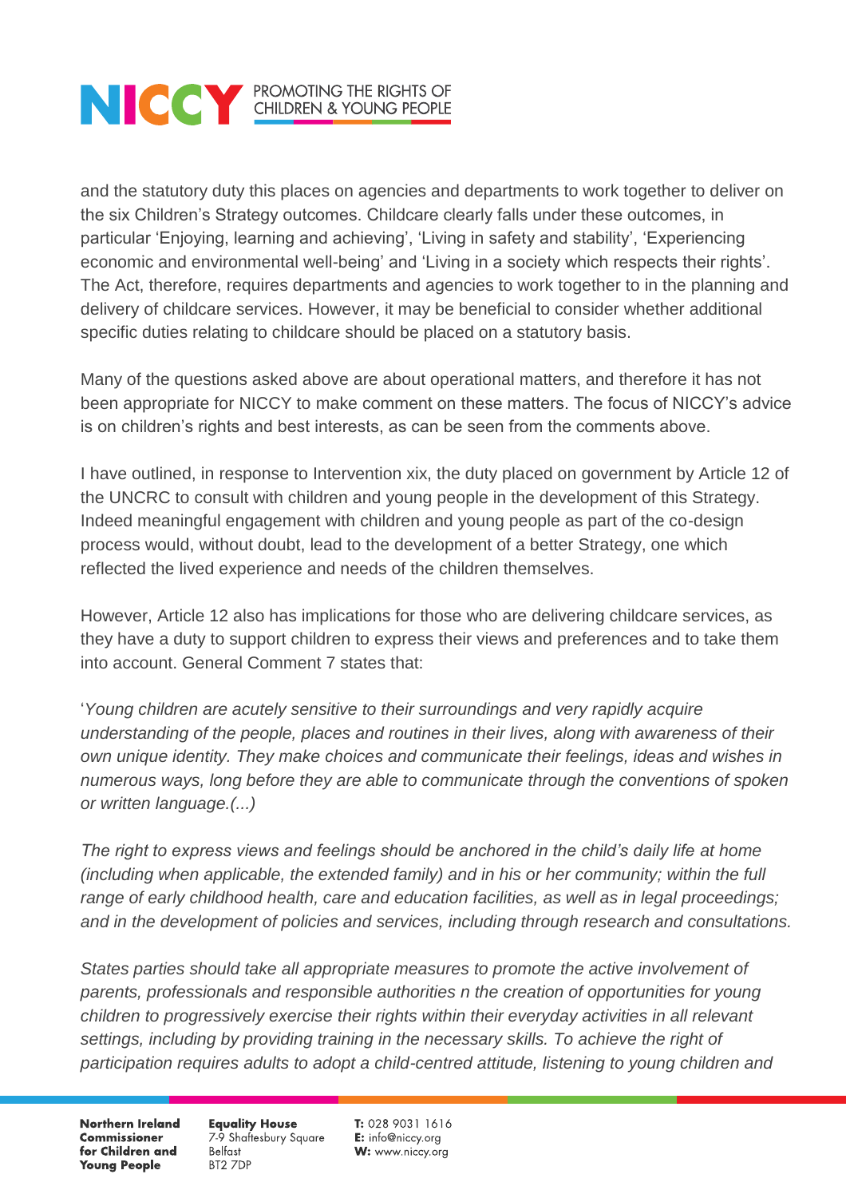and the statutory duty this places on agencies and departments to work together to deliver on the six Children's Strategy outcomes. Childcare clearly falls under these outcomes, in particular 'Enjoying, learning and achieving', 'Living in safety and stability', 'Experiencing economic and environmental well-being' and 'Living in a society which respects their rights'. The Act, therefore, requires departments and agencies to work together to in the planning and delivery of childcare services. However, it may be beneficial to consider whether additional specific duties relating to childcare should be placed on a statutory basis.

Many of the questions asked above are about operational matters, and therefore it has not been appropriate for NICCY to make comment on these matters. The focus of NICCY's advice is on children's rights and best interests, as can be seen from the comments above.

I have outlined, in response to Intervention xix, the duty placed on government by Article 12 of the UNCRC to consult with children and young people in the development of this Strategy. Indeed meaningful engagement with children and young people as part of the co-design process would, without doubt, lead to the development of a better Strategy, one which reflected the lived experience and needs of the children themselves.

However, Article 12 also has implications for those who are delivering childcare services, as they have a duty to support children to express their views and preferences and to take them into account. General Comment 7 states that:

'*Young children are acutely sensitive to their surroundings and very rapidly acquire understanding of the people, places and routines in their lives, along with awareness of their own unique identity. They make choices and communicate their feelings, ideas and wishes in numerous ways, long before they are able to communicate through the conventions of spoken or written language.(...)*

*The right to express views and feelings should be anchored in the child's daily life at home (including when applicable, the extended family) and in his or her community; within the full range of early childhood health, care and education facilities, as well as in legal proceedings; and in the development of policies and services, including through research and consultations.*

*States parties should take all appropriate measures to promote the active involvement of parents, professionals and responsible authorities n the creation of opportunities for young children to progressively exercise their rights within their everyday activities in all relevant settings, including by providing training in the necessary skills. To achieve the right of participation requires adults to adopt a child-centred attitude, listening to young children and*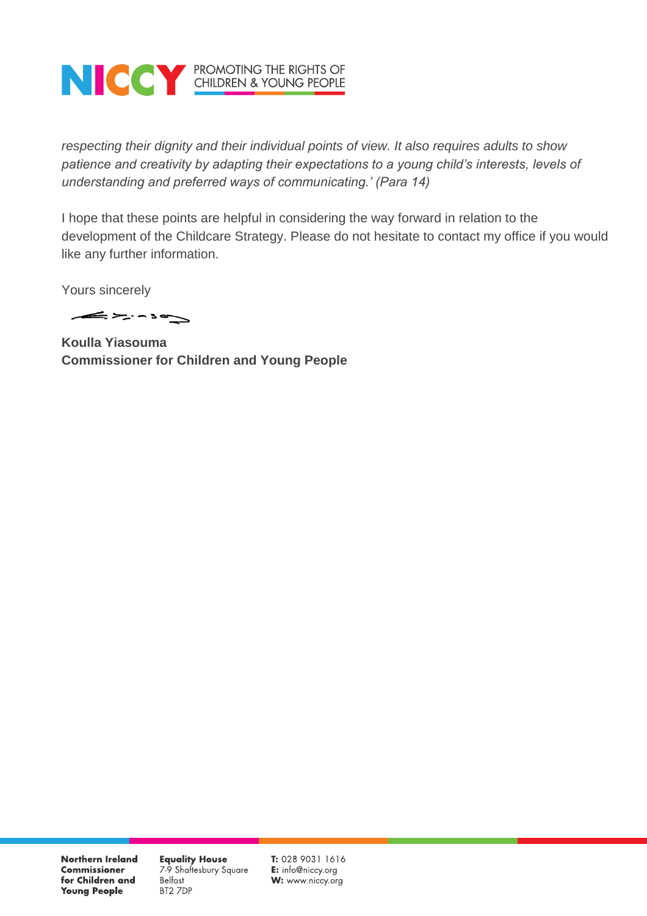*respecting their dignity and their individual points of view. It also requires adults to show patience and creativity by adapting their expectations to a young child's interests, levels of understanding and preferred ways of communicating.' (Para 14)*

I hope that these points are helpful in considering the way forward in relation to the development of the Childcare Strategy. Please do not hesitate to contact my office if you would like any further information.

Yours sincerely

**Koulla Yiasouma**
**Commissioner for Children and Young People**